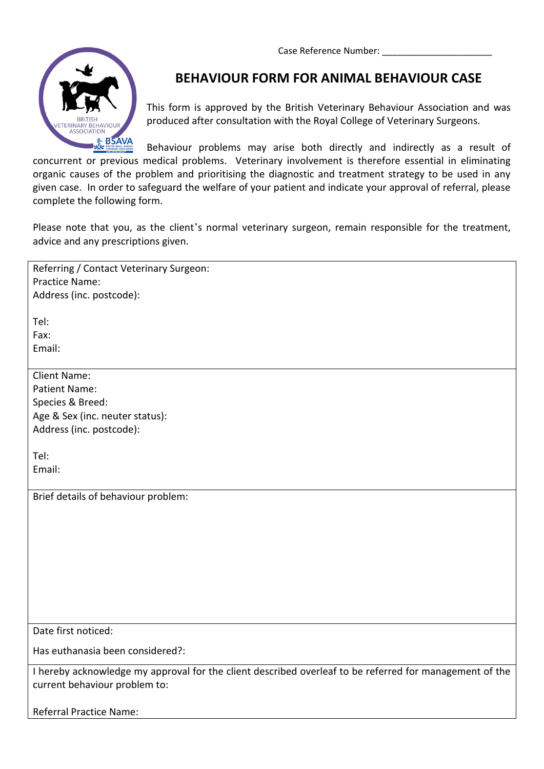Case Reference Number: ______________________

# BEHAVIOUR FORM FOR ANIMAL BEHAVIOUR CASE

This form is approved by the British Veterinary Behaviour Association and was produced after consultation with the Royal College of Veterinary Surgeons.

Behaviour problems may arise both directly and indirectly as a result of concurrent or previous medical problems. Veterinary involvement is therefore essential in eliminating organic causes of the problem and prioritising the diagnostic and treatment strategy to be used in any given case. In order to safeguard the welfare of your patient and indicate your approval of referral, please complete the following form.

Please note that you, as the client's normal veterinary surgeon, remain responsible for the treatment, advice and any prescriptions given.

---

Referring / Contact Veterinary Surgeon:

Practice Name:

Address (inc. postcode):

Tel:

Fax:

Email:

---

Client Name:

Patient Name:

Species & Breed:

Age & Sex (inc. neuter status):

Address (inc. postcode):

Tel:

Email:

---

Brief details of behaviour problem:

---

Date first noticed:

Has euthanasia been considered?:

---

I hereby acknowledge my approval for the client described overleaf to be referred for management of the current behaviour problem to:

Referral Practice Name: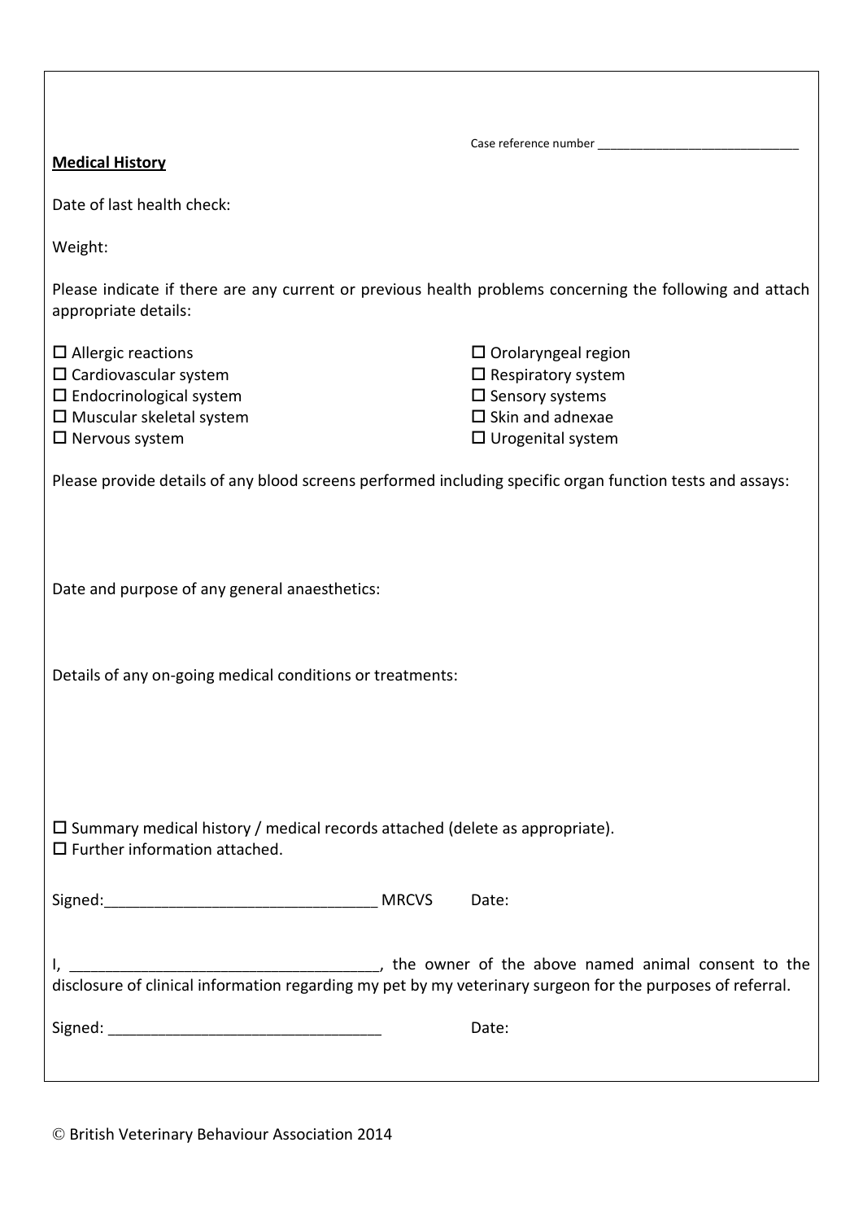Case reference number ______________________________

**Medical History**

Date of last health check:

Weight:

Please indicate if there are any current or previous health problems concerning the following and attach appropriate details:

- ☐ Allergic reactions
- ☐ Cardiovascular system
- ☐ Endocrinological system
- ☐ Muscular skeletal system
- ☐ Nervous system
- ☐ Orolaryngeal region
- ☐ Respiratory system
- ☐ Sensory systems
- ☐ Skin and adnexae
- ☐ Urogenital system

Please provide details of any blood screens performed including specific organ function tests and assays:

Date and purpose of any general anaesthetics:

Details of any on-going medical conditions or treatments:

☐ Summary medical history / medical records attached (delete as appropriate).
☐ Further information attached.

Signed:________________________________ MRCVS Date:

I, ____________________________________, the owner of the above named animal consent to the disclosure of clinical information regarding my pet by my veterinary surgeon for the purposes of referral.

Signed: ________________________________ Date:

© British Veterinary Behaviour Association 2014